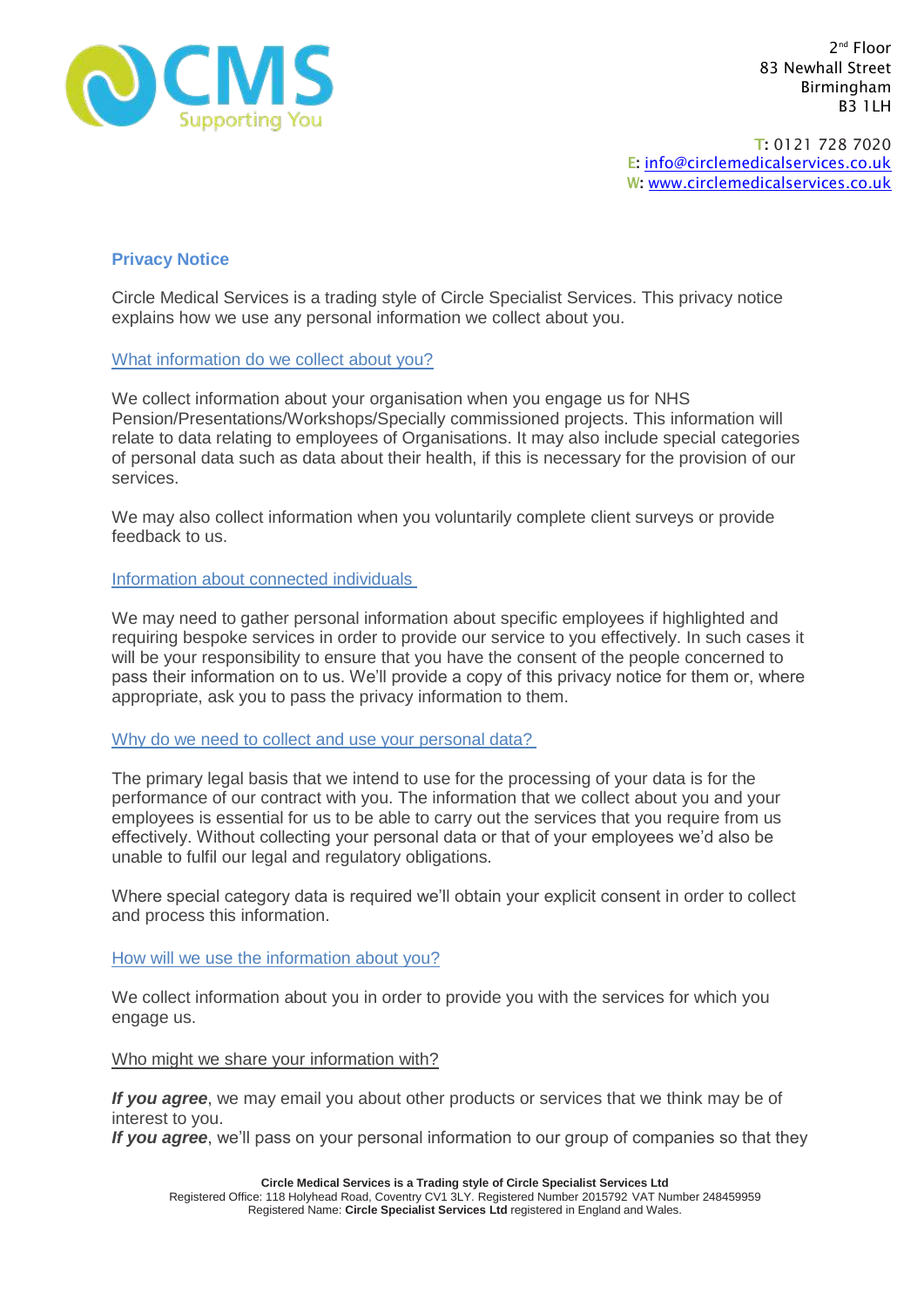CMS Supporting You

2nd Floor
83 Newhall Street
Birmingham
B3 1LH

T: 0121 728 7020
E: info@circlemedicalservices.co.uk
W: www.circlemedicalservices.co.uk

# Privacy Notice

Circle Medical Services is a trading style of Circle Specialist Services. This privacy notice explains how we use any personal information we collect about you.

## What information do we collect about you?

We collect information about your organisation when you engage us for NHS Pension/Presentations/Workshops/Specially commissioned projects. This information will relate to data relating to employees of Organisations. It may also include special categories of personal data such as data about their health, if this is necessary for the provision of our services.

We may also collect information when you voluntarily complete client surveys or provide feedback to us.

## Information about connected individuals

We may need to gather personal information about specific employees if highlighted and requiring bespoke services in order to provide our service to you effectively. In such cases it will be your responsibility to ensure that you have the consent of the people concerned to pass their information on to us. We'll provide a copy of this privacy notice for them or, where appropriate, ask you to pass the privacy information to them.

## Why do we need to collect and use your personal data?

The primary legal basis that we intend to use for the processing of your data is for the performance of our contract with you. The information that we collect about you and your employees is essential for us to be able to carry out the services that you require from us effectively. Without collecting your personal data or that of your employees we'd also be unable to fulfil our legal and regulatory obligations.

Where special category data is required we'll obtain your explicit consent in order to collect and process this information.

## How will we use the information about you?

We collect information about you in order to provide you with the services for which you engage us.

## Who might we share your information with?

***If you agree***, we may email you about other products or services that we think may be of interest to you.
***If you agree***, we'll pass on your personal information to our group of companies so that they

**Circle Medical Services is a Trading style of Circle Specialist Services Ltd**
Registered Office: 118 Holyhead Road, Coventry CV1 3LY. Registered Number 2015792 VAT Number 248459959
Registered Name: **Circle Specialist Services Ltd** registered in England and Wales.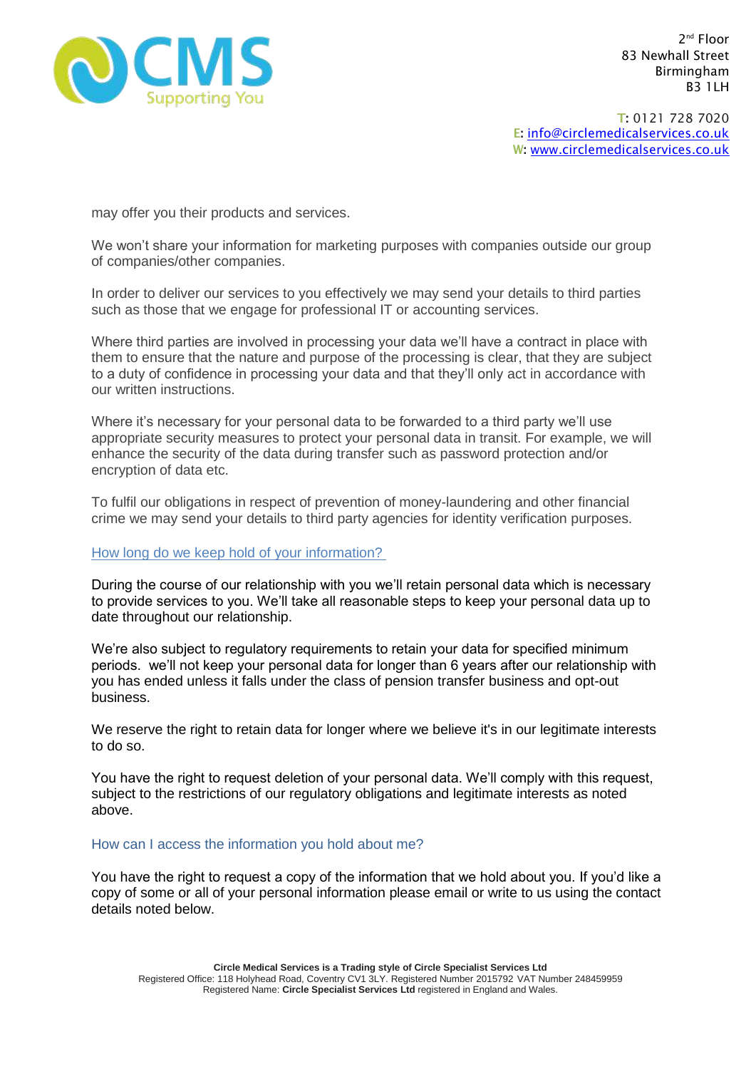may offer you their products and services.

We won't share your information for marketing purposes with companies outside our group of companies/other companies.

In order to deliver our services to you effectively we may send your details to third parties such as those that we engage for professional IT or accounting services.

Where third parties are involved in processing your data we'll have a contract in place with them to ensure that the nature and purpose of the processing is clear, that they are subject to a duty of confidence in processing your data and that they'll only act in accordance with our written instructions.

Where it's necessary for your personal data to be forwarded to a third party we'll use appropriate security measures to protect your personal data in transit. For example, we will enhance the security of the data during transfer such as password protection and/or encryption of data etc.

To fulfil our obligations in respect of prevention of money-laundering and other financial crime we may send your details to third party agencies for identity verification purposes.

## How long do we keep hold of your information?

During the course of our relationship with you we'll retain personal data which is necessary to provide services to you. We'll take all reasonable steps to keep your personal data up to date throughout our relationship.

We're also subject to regulatory requirements to retain your data for specified minimum periods. we'll not keep your personal data for longer than 6 years after our relationship with you has ended unless it falls under the class of pension transfer business and opt-out business.

We reserve the right to retain data for longer where we believe it's in our legitimate interests to do so.

You have the right to request deletion of your personal data. We'll comply with this request, subject to the restrictions of our regulatory obligations and legitimate interests as noted above.

## How can I access the information you hold about me?

You have the right to request a copy of the information that we hold about you. If you'd like a copy of some or all of your personal information please email or write to us using the contact details noted below.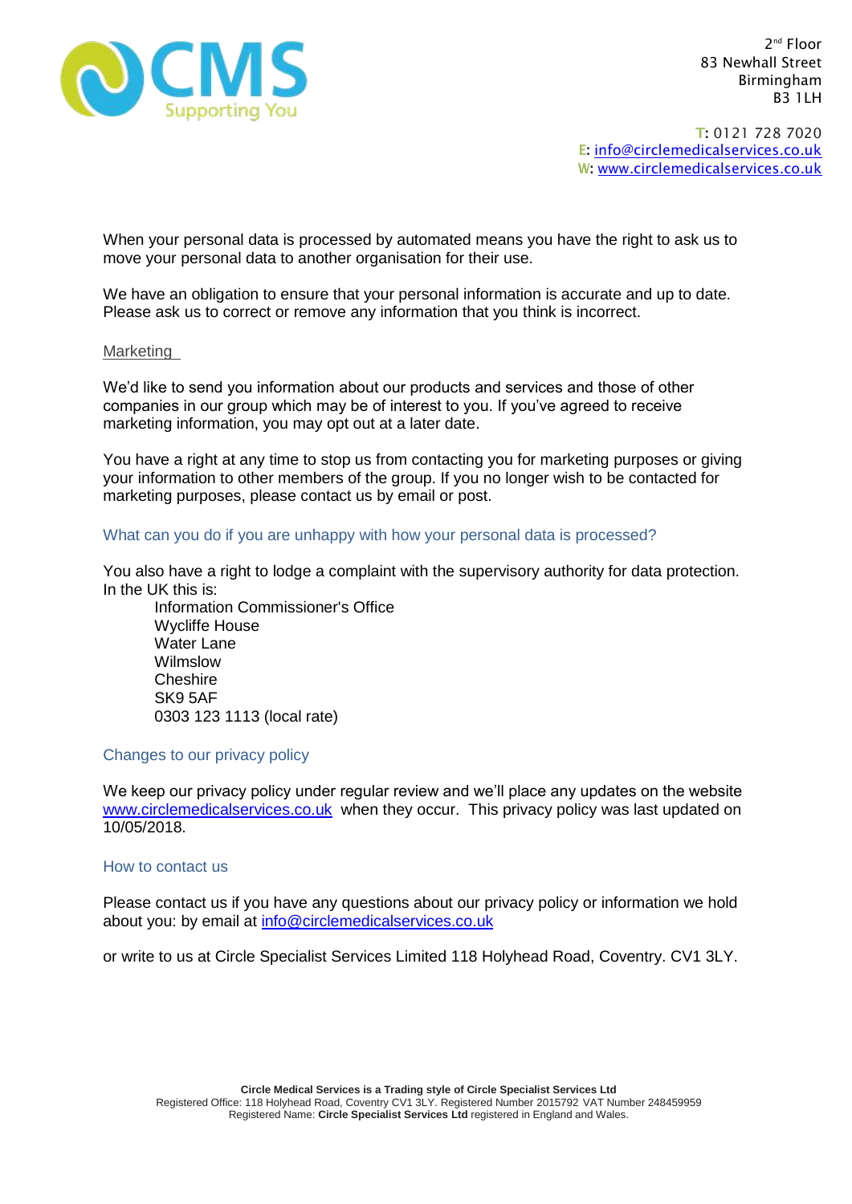When your personal data is processed by automated means you have the right to ask us to move your personal data to another organisation for their use.

We have an obligation to ensure that your personal information is accurate and up to date. Please ask us to correct or remove any information that you think is incorrect.

### Marketing

We'd like to send you information about our products and services and those of other companies in our group which may be of interest to you. If you've agreed to receive marketing information, you may opt out at a later date.

You have a right at any time to stop us from contacting you for marketing purposes or giving your information to other members of the group. If you no longer wish to be contacted for marketing purposes, please contact us by email or post.

## What can you do if you are unhappy with how your personal data is processed?

You also have a right to lodge a complaint with the supervisory authority for data protection. In the UK this is:

Information Commissioner's Office
Wycliffe House
Water Lane
Wilmslow
Cheshire
SK9 5AF
0303 123 1113 (local rate)

## Changes to our privacy policy

We keep our privacy policy under regular review and we'll place any updates on the website www.circlemedicalservices.co.uk when they occur. This privacy policy was last updated on 10/05/2018.

## How to contact us

Please contact us if you have any questions about our privacy policy or information we hold about you: by email at info@circlemedicalservices.co.uk

or write to us at Circle Specialist Services Limited 118 Holyhead Road, Coventry. CV1 3LY.